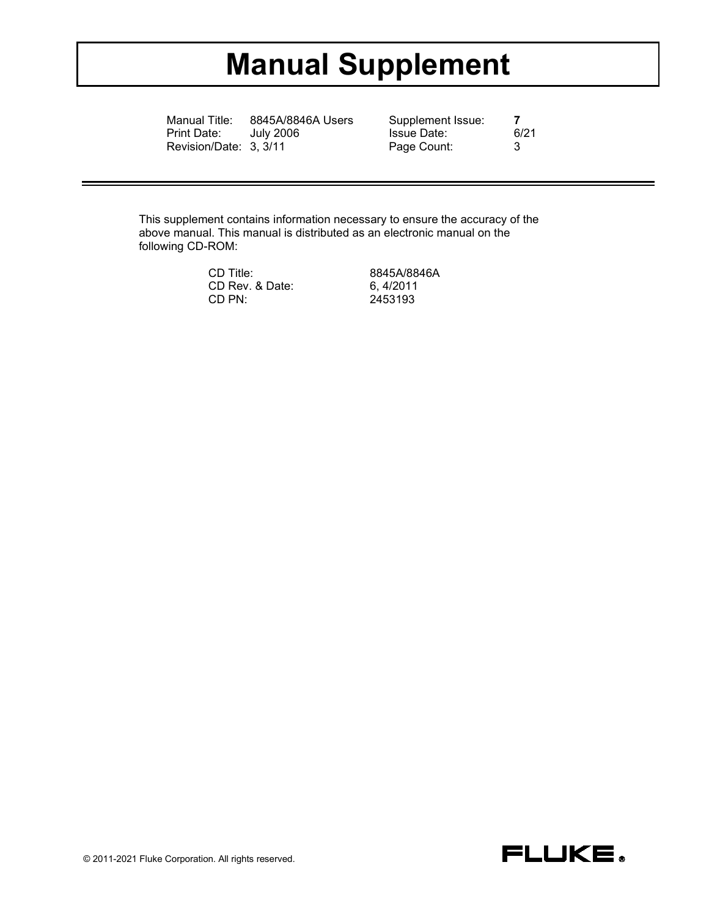# Manual Supplement

| | | | |
|---|---|---|---|
| Manual Title: | 8845A/8846A Users | Supplement Issue: | **7** |
| Print Date: | July 2006 | Issue Date: | 6/21 |
| Revision/Date: | 3, 3/11 | Page Count: | 3 |

---

This supplement contains information necessary to ensure the accuracy of the above manual. This manual is distributed as an electronic manual on the following CD-ROM:

| | |
|---|---|
| CD Title: | 8845A/8846A |
| CD Rev. & Date: | 6, 4/2011 |
| CD PN: | 2453193 |

© 2011-2021 Fluke Corporation. All rights reserved.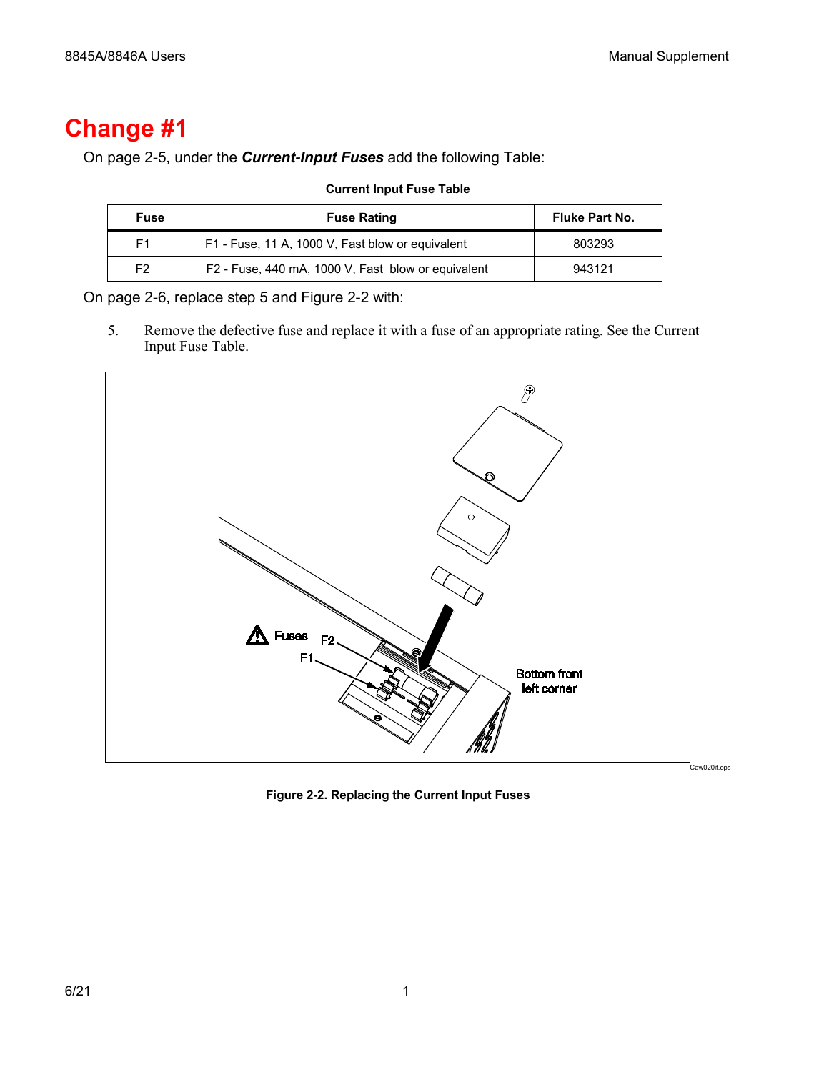# Change #1

On page 2-5, under the ***Current-Input Fuses*** add the following Table:

**Current Input Fuse Table**

| Fuse | Fuse Rating | Fluke Part No. |
|---|---|---|
| F1 | F1 - Fuse, 11 A, 1000 V, Fast blow or equivalent | 803293 |
| F2 | F2 - Fuse, 440 mA, 1000 V, Fast blow or equivalent | 943121 |

On page 2-6, replace step 5 and Figure 2-2 with:

5. Remove the defective fuse and replace it with a fuse of an appropriate rating. See the Current Input Fuse Table.

Fuses F2 F1 Bottom front left corner

Caw020if.eps

**Figure 2-2. Replacing the Current Input Fuses**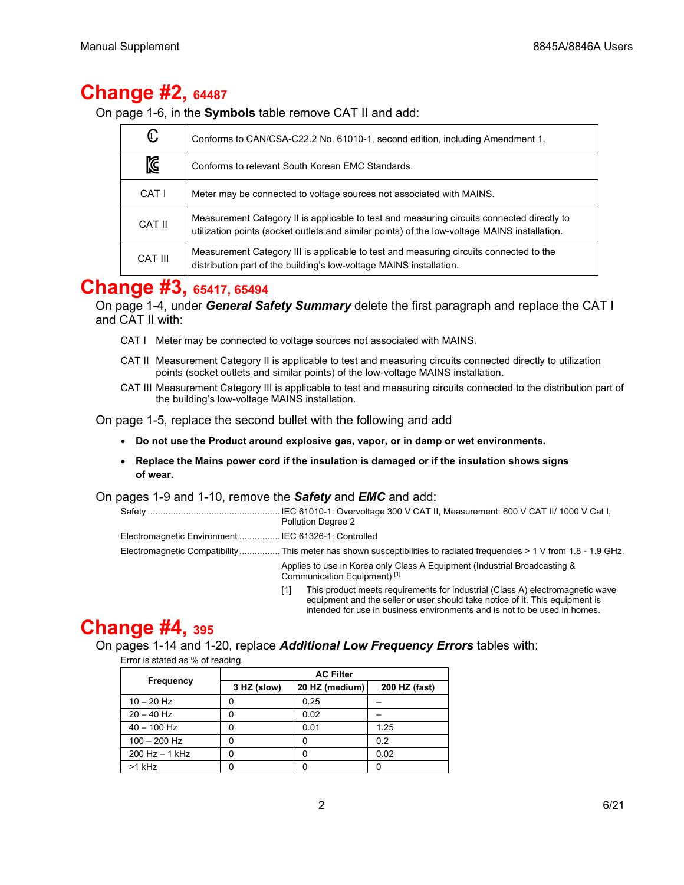# Change #2, 64487

On page 1-6, in the **Symbols** table remove CAT II and add:

| Symbol | Description |
| --- | --- |
| ℂ | Conforms to CAN/CSA-C22.2 No. 61010-1, second edition, including Amendment 1. |
| KC | Conforms to relevant South Korean EMC Standards. |
| CAT I | Meter may be connected to voltage sources not associated with MAINS. |
| CAT II | Measurement Category II is applicable to test and measuring circuits connected directly to utilization points (socket outlets and similar points) of the low-voltage MAINS installation. |
| CAT III | Measurement Category III is applicable to test and measuring circuits connected to the distribution part of the building's low-voltage MAINS installation. |

# Change #3, 65417, 65494

On page 1-4, under ***General Safety Summary*** delete the first paragraph and replace the CAT I and CAT II with:

CAT I Meter may be connected to voltage sources not associated with MAINS.

CAT II Measurement Category II is applicable to test and measuring circuits connected directly to utilization points (socket outlets and similar points) of the low-voltage MAINS installation.

CAT III Measurement Category III is applicable to test and measuring circuits connected to the distribution part of the building's low-voltage MAINS installation.

On page 1-5, replace the second bullet with the following and add

- **Do not use the Product around explosive gas, vapor, or in damp or wet environments.**
- **Replace the Mains power cord if the insulation is damaged or if the insulation shows signs of wear.**

On pages 1-9 and 1-10, remove the ***Safety*** and ***EMC*** and add:

Safety .................................................... IEC 61010-1: Overvoltage 300 V CAT II, Measurement: 600 V CAT II/ 1000 V Cat I, Pollution Degree 2

Electromagnetic Environment ................ IEC 61326-1: Controlled

Electromagnetic Compatibility ................ This meter has shown susceptibilities to radiated frequencies > 1 V from 1.8 - 1.9 GHz.

Applies to use in Korea only Class A Equipment (Industrial Broadcasting & Communication Equipment) [1]

[1] This product meets requirements for industrial (Class A) electromagnetic wave equipment and the seller or user should take notice of it. This equipment is intended for use in business environments and is not to be used in homes.

# Change #4, 395

On pages 1-14 and 1-20, replace ***Additional Low Frequency Errors*** tables with:

Error is stated as % of reading.

| Frequency | AC Filter | | |
| --- | --- | --- | --- |
| | 3 HZ (slow) | 20 HZ (medium) | 200 HZ (fast) |
| 10 – 20 Hz | 0 | 0.25 | – |
| 20 – 40 Hz | 0 | 0.02 | – |
| 40 – 100 Hz | 0 | 0.01 | 1.25 |
| 100 – 200 Hz | 0 | 0 | 0.2 |
| 200 Hz – 1 kHz | 0 | 0 | 0.02 |
| >1 kHz | 0 | 0 | 0 |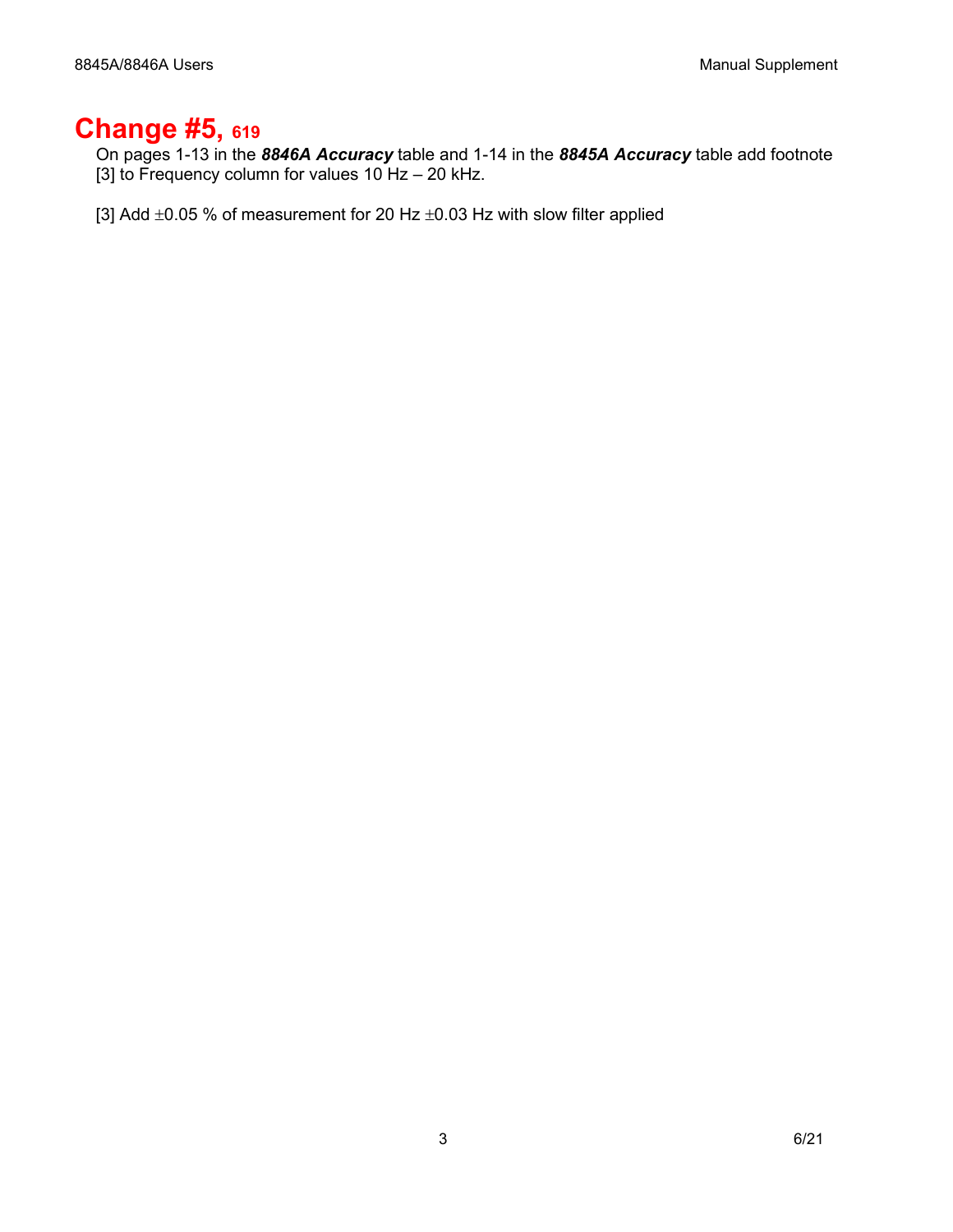# Change #5, 619

On pages 1-13 in the ***8846A Accuracy*** table and 1-14 in the ***8845A Accuracy*** table add footnote [3] to Frequency column for values 10 Hz – 20 kHz.

[3] Add ±0.05 % of measurement for 20 Hz ±0.03 Hz with slow filter applied